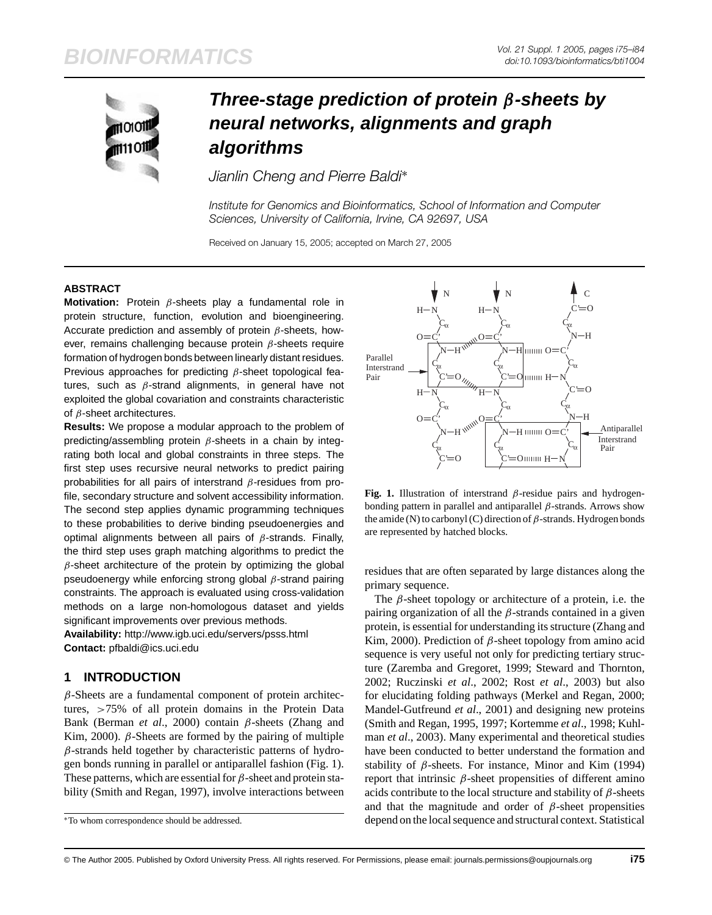# Three-stage prediction of protein $\beta$-sheets by neural networks, alignments and graph algorithms

*Jianlin Cheng and Pierre Baldi**

*Institute for Genomics and Bioinformatics, School of Information and Computer Sciences, University of California, Irvine, CA 92697, USA*

Received on January 15, 2005; accepted on March 27, 2005

## ABSTRACT

**Motivation:** Protein $\beta$-sheets play a fundamental role in protein structure, function, evolution and bioengineering. Accurate prediction and assembly of protein $\beta$-sheets, however, remains challenging because protein $\beta$-sheets require formation of hydrogen bonds between linearly distant residues. Previous approaches for predicting $\beta$-sheet topological features, such as $\beta$-strand alignments, in general have not exploited the global covariation and constraints characteristic of $\beta$-sheet architectures.

**Results:** We propose a modular approach to the problem of predicting/assembling protein $\beta$-sheets in a chain by integrating both local and global constraints in three steps. The first step uses recursive neural networks to predict pairing probabilities for all pairs of interstrand $\beta$-residues from profile, secondary structure and solvent accessibility information. The second step applies dynamic programming techniques to these probabilities to derive binding pseudoenergies and optimal alignments between all pairs of $\beta$-strands. Finally, the third step uses graph matching algorithms to predict the $\beta$-sheet architecture of the protein by optimizing the global pseudoenergy while enforcing strong global $\beta$-strand pairing constraints. The approach is evaluated using cross-validation methods on a large non-homologous dataset and yields significant improvements over previous methods.

**Availability:** http://www.igb.uci.edu/servers/psss.html

**Contact:** pfbaldi@ics.uci.edu

**Fig. 1.** Illustration of interstrand $\beta$-residue pairs and hydrogen-bonding pattern in parallel and antiparallel $\beta$-strands. Arrows show the amide (N) to carbonyl (C) direction of $\beta$-strands. Hydrogen bonds are represented by hatched blocks.

## 1 INTRODUCTION

$\beta$-Sheets are a fundamental component of protein architectures, >75% of all protein domains in the Protein Data Bank (Berman *et al*., 2000) contain $\beta$-sheets (Zhang and Kim, 2000). $\beta$-Sheets are formed by the pairing of multiple $\beta$-strands held together by characteristic patterns of hydrogen bonds running in parallel or antiparallel fashion (Fig. 1). These patterns, which are essential for $\beta$-sheet and protein stability (Smith and Regan, 1997), involve interactions between residues that are often separated by large distances along the primary sequence.

The $\beta$-sheet topology or architecture of a protein, i.e. the pairing organization of all the $\beta$-strands contained in a given protein, is essential for understanding its structure (Zhang and Kim, 2000). Prediction of $\beta$-sheet topology from amino acid sequence is very useful not only for predicting tertiary structure (Zaremba and Gregoret, 1999; Steward and Thornton, 2002; Ruczinski *et al*., 2002; Rost *et al*., 2003) but also for elucidating folding pathways (Merkel and Regan, 2000; Mandel-Gutfreund *et al*., 2001) and designing new proteins (Smith and Regan, 1995, 1997; Kortemme *et al*., 1998; Kuhlman *et al*., 2003). Many experimental and theoretical studies have been conducted to better understand the formation and stability of $\beta$-sheets. For instance, Minor and Kim (1994) report that intrinsic $\beta$-sheet propensities of different amino acids contribute to the local structure and stability of $\beta$-sheets and that the magnitude and order of $\beta$-sheet propensities depend on the local sequence and structural context. Statistical

*To whom correspondence should be addressed.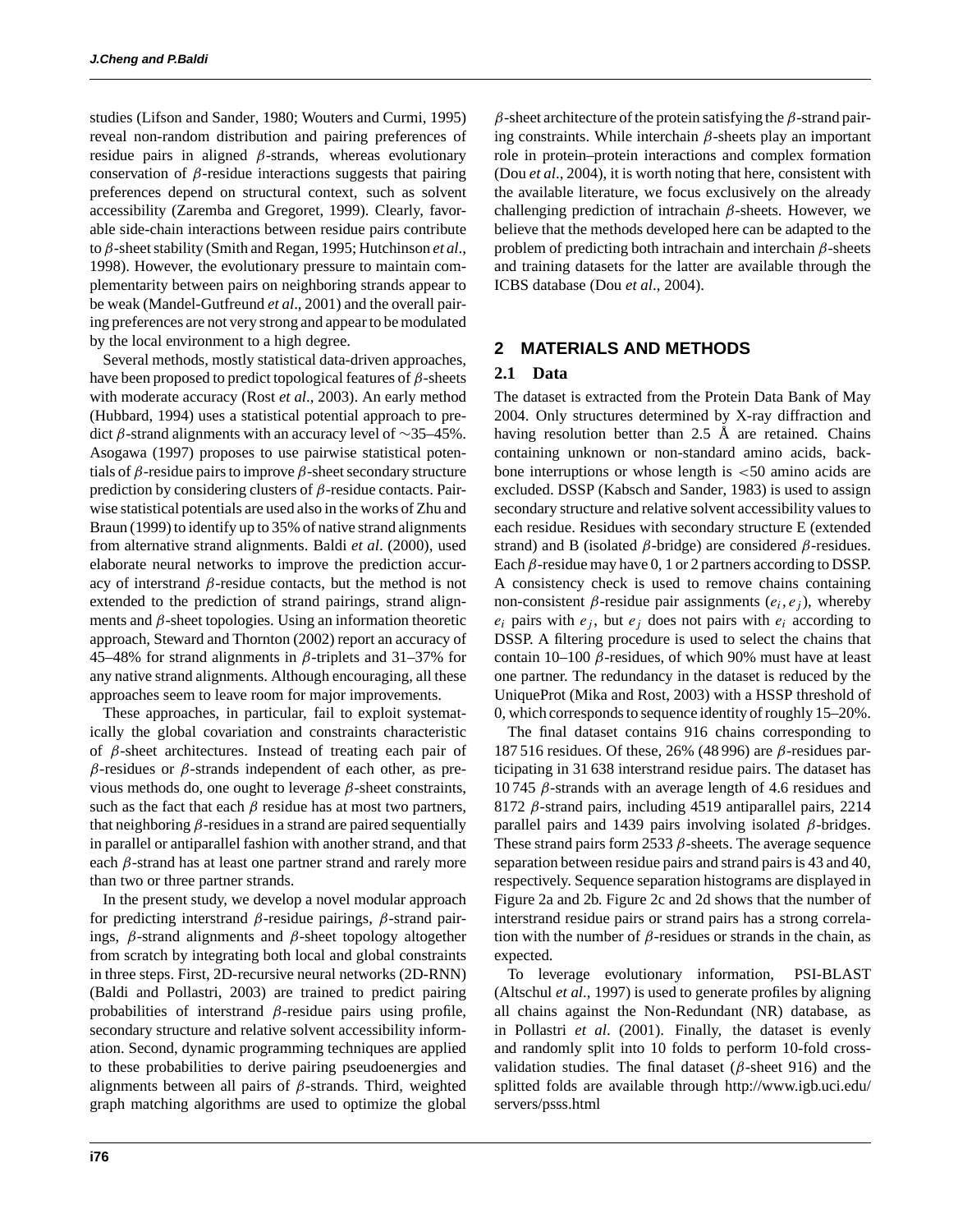studies (Lifson and Sander, 1980; Wouters and Curmi, 1995) reveal non-random distribution and pairing preferences of residue pairs in aligned $\beta$-strands, whereas evolutionary conservation of $\beta$-residue interactions suggests that pairing preferences depend on structural context, such as solvent accessibility (Zaremba and Gregoret, 1999). Clearly, favorable side-chain interactions between residue pairs contribute to $\beta$-sheet stability (Smith and Regan, 1995; Hutchinson *et al*., 1998). However, the evolutionary pressure to maintain complementarity between pairs on neighboring strands appear to be weak (Mandel-Gutfreund *et al*., 2001) and the overall pairing preferences are not very strong and appear to be modulated by the local environment to a high degree.

Several methods, mostly statistical data-driven approaches, have been proposed to predict topological features of $\beta$-sheets with moderate accuracy (Rost *et al*., 2003). An early method (Hubbard, 1994) uses a statistical potential approach to predict $\beta$-strand alignments with an accuracy level of $\sim$35–45%. Asogawa (1997) proposes to use pairwise statistical potentials of $\beta$-residue pairs to improve $\beta$-sheet secondary structure prediction by considering clusters of $\beta$-residue contacts. Pairwise statistical potentials are used also in the works of Zhu and Braun (1999) to identify up to 35% of native strand alignments from alternative strand alignments. Baldi *et al*. (2000), used elaborate neural networks to improve the prediction accuracy of interstrand $\beta$-residue contacts, but the method is not extended to the prediction of strand pairings, strand alignments and $\beta$-sheet topologies. Using an information theoretic approach, Steward and Thornton (2002) report an accuracy of 45–48% for strand alignments in $\beta$-triplets and 31–37% for any native strand alignments. Although encouraging, all these approaches seem to leave room for major improvements.

These approaches, in particular, fail to exploit systematically the global covariation and constraints characteristic of $\beta$-sheet architectures. Instead of treating each pair of $\beta$-residues or $\beta$-strands independent of each other, as previous methods do, one ought to leverage $\beta$-sheet constraints, such as the fact that each $\beta$ residue has at most two partners, that neighboring $\beta$-residues in a strand are paired sequentially in parallel or antiparallel fashion with another strand, and that each $\beta$-strand has at least one partner strand and rarely more than two or three partner strands.

In the present study, we develop a novel modular approach for predicting interstrand $\beta$-residue pairings, $\beta$-strand pairings, $\beta$-strand alignments and $\beta$-sheet topology altogether from scratch by integrating both local and global constraints in three steps. First, 2D-recursive neural networks (2D-RNN) (Baldi and Pollastri, 2003) are trained to predict pairing probabilities of interstrand $\beta$-residue pairs using profile, secondary structure and relative solvent accessibility information. Second, dynamic programming techniques are applied to these probabilities to derive pairing pseudoenergies and alignments between all pairs of $\beta$-strands. Third, weighted graph matching algorithms are used to optimize the global $\beta$-sheet architecture of the protein satisfying the $\beta$-strand pairing constraints. While interchain $\beta$-sheets play an important role in protein–protein interactions and complex formation (Dou *et al*., 2004), it is worth noting that here, consistent with the available literature, we focus exclusively on the already challenging prediction of intrachain $\beta$-sheets. However, we believe that the methods developed here can be adapted to the problem of predicting both intrachain and interchain $\beta$-sheets and training datasets for the latter are available through the ICBS database (Dou *et al*., 2004).

## 2 MATERIALS AND METHODS

### 2.1 Data

The dataset is extracted from the Protein Data Bank of May 2004. Only structures determined by X-ray diffraction and having resolution better than 2.5 Å are retained. Chains containing unknown or non-standard amino acids, backbone interruptions or whose length is $<$50 amino acids are excluded. DSSP (Kabsch and Sander, 1983) is used to assign secondary structure and relative solvent accessibility values to each residue. Residues with secondary structure E (extended strand) and B (isolated $\beta$-bridge) are considered $\beta$-residues. Each $\beta$-residue may have 0, 1 or 2 partners according to DSSP. A consistency check is used to remove chains containing non-consistent $\beta$-residue pair assignments $(e_i, e_j)$, whereby $e_i$ pairs with $e_j$, but $e_j$ does not pairs with $e_i$ according to DSSP. A filtering procedure is used to select the chains that contain 10–100 $\beta$-residues, of which 90% must have at least one partner. The redundancy in the dataset is reduced by the UniqueProt (Mika and Rost, 2003) with a HSSP threshold of 0, which corresponds to sequence identity of roughly 15–20%.

The final dataset contains 916 chains corresponding to 187 516 residues. Of these, 26% (48 996) are $\beta$-residues participating in 31 638 interstrand residue pairs. The dataset has 10 745 $\beta$-strands with an average length of 4.6 residues and 8172 $\beta$-strand pairs, including 4519 antiparallel pairs, 2214 parallel pairs and 1439 pairs involving isolated $\beta$-bridges. These strand pairs form 2533 $\beta$-sheets. The average sequence separation between residue pairs and strand pairs is 43 and 40, respectively. Sequence separation histograms are displayed in Figure 2a and 2b. Figure 2c and 2d shows that the number of interstrand residue pairs or strand pairs has a strong correlation with the number of $\beta$-residues or strands in the chain, as expected.

To leverage evolutionary information, PSI-BLAST (Altschul *et al*., 1997) is used to generate profiles by aligning all chains against the Non-Redundant (NR) database, as in Pollastri *et al*. (2001). Finally, the dataset is evenly and randomly split into 10 folds to perform 10-fold cross-validation studies. The final dataset ($\beta$-sheet 916) and the splitted folds are available through http://www.igb.uci.edu/servers/psss.html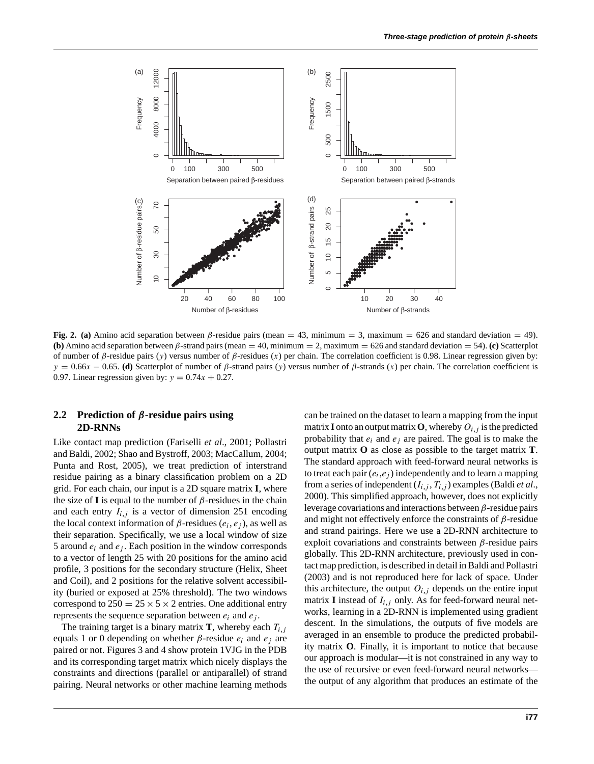**Fig. 2.** **(a)** Amino acid separation between $\beta$-residue pairs (mean $= 43$, minimum $= 3$, maximum $= 626$ and standard deviation $= 49$). **(b)** Amino acid separation between $\beta$-strand pairs (mean $= 40$, minimum $= 2$, maximum $= 626$ and standard deviation $= 54$). **(c)** Scatterplot of number of $\beta$-residue pairs ($y$) versus number of $\beta$-residues ($x$) per chain. The correlation coefficient is 0.98. Linear regression given by: $y = 0.66x - 0.65$. **(d)** Scatterplot of number of $\beta$-strand pairs ($y$) versus number of $\beta$-strands ($x$) per chain. The correlation coefficient is 0.97. Linear regression given by: $y = 0.74x + 0.27$.

## 2.2 Prediction of $\beta$-residue pairs using 2D-RNNs

Like contact map prediction (Fariselli *et al*., 2001; Pollastri and Baldi, 2002; Shao and Bystroff, 2003; MacCallum, 2004; Punta and Rost, 2005), we treat prediction of interstrand residue pairing as a binary classification problem on a 2D grid. For each chain, our input is a 2D square matrix **I**, where the size of **I** is equal to the number of $\beta$-residues in the chain and each entry $I_{i,j}$ is a vector of dimension 251 encoding the local context information of $\beta$-residues $(e_i, e_j)$, as well as their separation. Specifically, we use a local window of size 5 around $e_i$ and $e_j$. Each position in the window corresponds to a vector of length 25 with 20 positions for the amino acid profile, 3 positions for the secondary structure (Helix, Sheet and Coil), and 2 positions for the relative solvent accessibility (buried or exposed at 25% threshold). The two windows correspond to $250 = 25 \times 5 \times 2$ entries. One additional entry represents the sequence separation between $e_i$ and $e_j$.

The training target is a binary matrix **T**, whereby each $T_{i,j}$ equals 1 or 0 depending on whether $\beta$-residue $e_i$ and $e_j$ are paired or not. Figures 3 and 4 show protein 1VJG in the PDB and its corresponding target matrix which nicely displays the constraints and directions (parallel or antiparallel) of strand pairing. Neural networks or other machine learning methods can be trained on the dataset to learn a mapping from the input matrix **I** onto an output matrix **O**, whereby $O_{i,j}$ is the predicted probability that $e_i$ and $e_j$ are paired. The goal is to make the output matrix **O** as close as possible to the target matrix **T**. The standard approach with feed-forward neural networks is to treat each pair $(e_i, e_j)$ independently and to learn a mapping from a series of independent $(I_{i,j}, T_{i,j})$ examples (Baldi *et al*., 2000). This simplified approach, however, does not explicitly leverage covariations and interactions between $\beta$-residue pairs and might not effectively enforce the constraints of $\beta$-residue and strand pairings. Here we use a 2D-RNN architecture to exploit covariations and constraints between $\beta$-residue pairs globally. This 2D-RNN architecture, previously used in contact map prediction, is described in detail in Baldi and Pollastri (2003) and is not reproduced here for lack of space. Under this architecture, the output $O_{i,j}$ depends on the entire input matrix **I** instead of $I_{i,j}$ only. As for feed-forward neural networks, learning in a 2D-RNN is implemented using gradient descent. In the simulations, the outputs of five models are averaged in an ensemble to produce the predicted probability matrix **O**. Finally, it is important to notice that because our approach is modular—it is not constrained in any way to the use of recursive or even feed-forward neural networks—the output of any algorithm that produces an estimate of the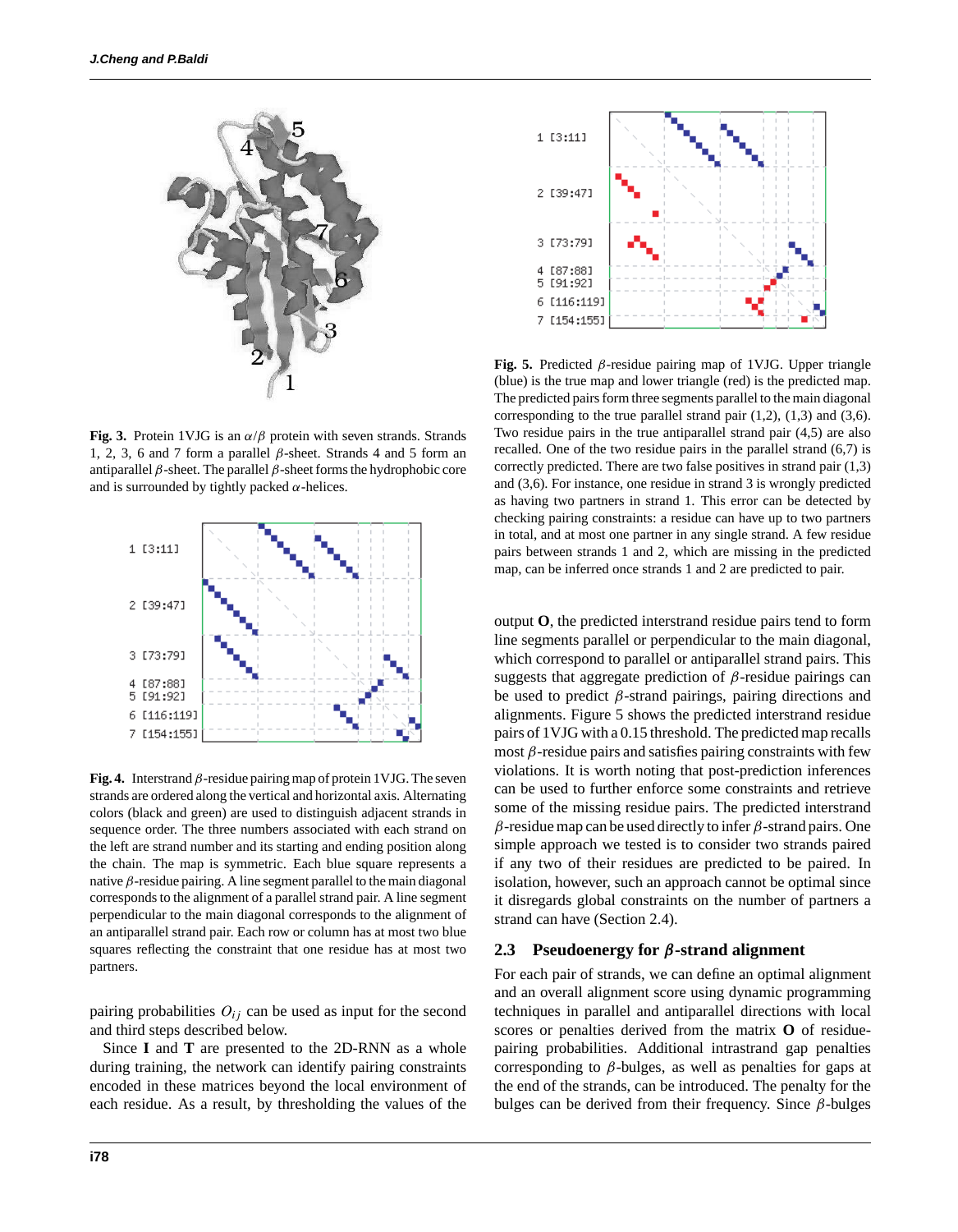**Fig. 3.** Protein 1VJG is an $\alpha/\beta$ protein with seven strands. Strands 1, 2, 3, 6 and 7 form a parallel $\beta$-sheet. Strands 4 and 5 form an antiparallel $\beta$-sheet. The parallel $\beta$-sheet forms the hydrophobic core and is surrounded by tightly packed $\alpha$-helices.

**Fig. 4.** Interstrand $\beta$-residue pairing map of protein 1VJG. The seven strands are ordered along the vertical and horizontal axis. Alternating colors (black and green) are used to distinguish adjacent strands in sequence order. The three numbers associated with each strand on the left are strand number and its starting and ending position along the chain. The map is symmetric. Each blue square represents a native $\beta$-residue pairing. A line segment parallel to the main diagonal corresponds to the alignment of a parallel strand pair. A line segment perpendicular to the main diagonal corresponds to the alignment of an antiparallel strand pair. Each row or column has at most two blue squares reflecting the constraint that one residue has at most two partners.

pairing probabilities $O_{ij}$ can be used as input for the second and third steps described below.

Since **I** and **T** are presented to the 2D-RNN as a whole during training, the network can identify pairing constraints encoded in these matrices beyond the local environment of each residue. As a result, by thresholding the values of the output **O**, the predicted interstrand residue pairs tend to form line segments parallel or perpendicular to the main diagonal, which correspond to parallel or antiparallel strand pairs. This suggests that aggregate prediction of $\beta$-residue pairings can be used to predict $\beta$-strand pairings, pairing directions and alignments. Figure 5 shows the predicted interstrand residue pairs of 1VJG with a 0.15 threshold. The predicted map recalls most $\beta$-residue pairs and satisfies pairing constraints with few violations. It is worth noting that post-prediction inferences can be used to further enforce some constraints and retrieve some of the missing residue pairs. The predicted interstrand $\beta$-residue map can be used directly to infer $\beta$-strand pairs. One simple approach we tested is to consider two strands paired if any two of their residues are predicted to be paired. In isolation, however, such an approach cannot be optimal since it disregards global constraints on the number of partners a strand can have (Section 2.4).

**Fig. 5.** Predicted $\beta$-residue pairing map of 1VJG. Upper triangle (blue) is the true map and lower triangle (red) is the predicted map. The predicted pairs form three segments parallel to the main diagonal corresponding to the true parallel strand pair (1,2), (1,3) and (3,6). Two residue pairs in the true antiparallel strand pair (4,5) are also recalled. One of the two residue pairs in the parallel strand (6,7) is correctly predicted. There are two false positives in strand pair (1,3) and (3,6). For instance, one residue in strand 3 is wrongly predicted as having two partners in strand 1. This error can be detected by checking pairing constraints: a residue can have up to two partners in total, and at most one partner in any single strand. A few residue pairs between strands 1 and 2, which are missing in the predicted map, can be inferred once strands 1 and 2 are predicted to pair.

## 2.3 Pseudoenergy for $\beta$-strand alignment

For each pair of strands, we can define an optimal alignment and an overall alignment score using dynamic programming techniques in parallel and antiparallel directions with local scores or penalties derived from the matrix **O** of residue-pairing probabilities. Additional intrastrand gap penalties corresponding to $\beta$-bulges, as well as penalties for gaps at the end of the strands, can be introduced. The penalty for the bulges can be derived from their frequency. Since $\beta$-bulges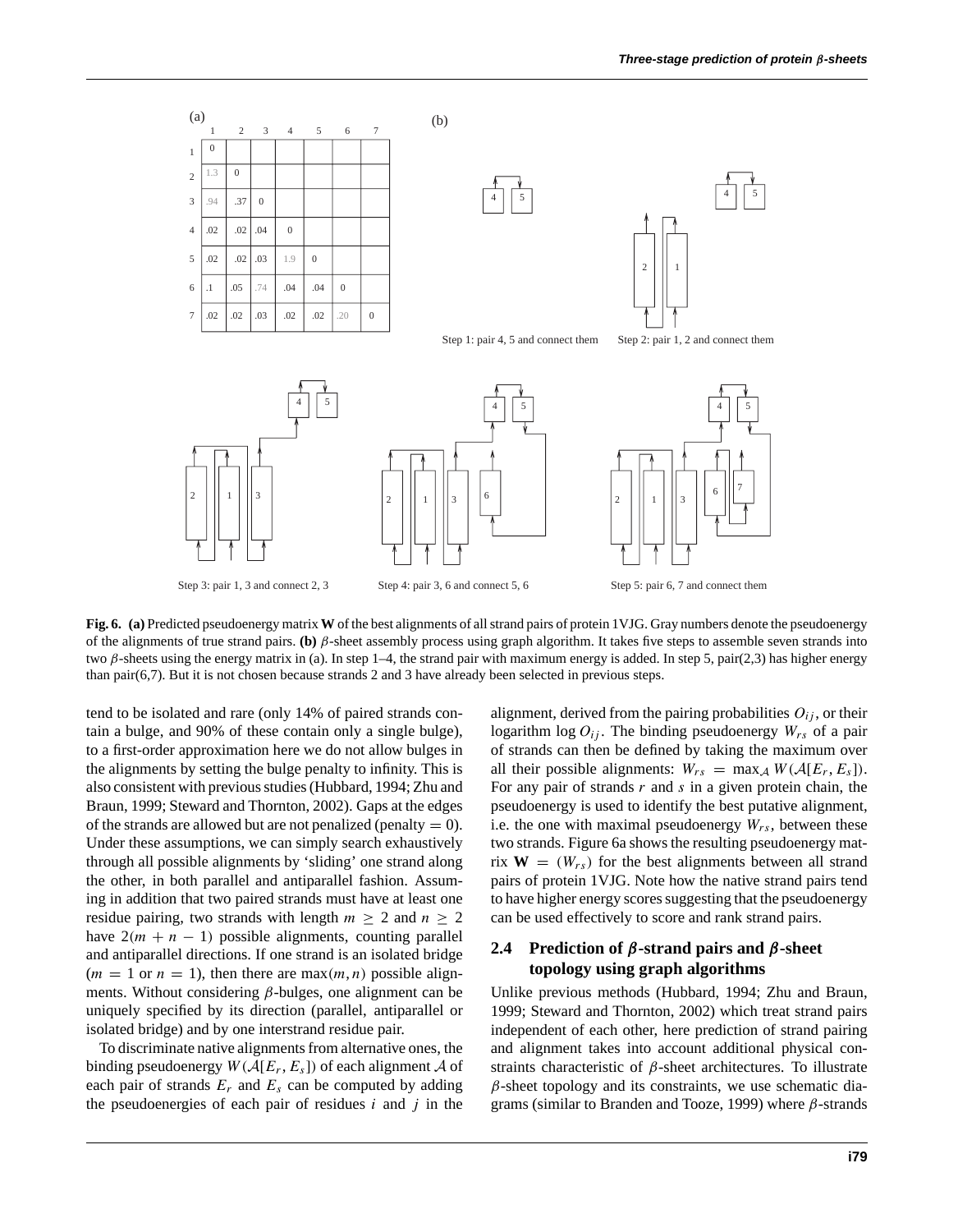(a)

|   | 1 | 2 | 3 | 4 | 5 | 6 | 7 |
|---|---|---|---|---|---|---|---|
| 1 | 0 | | | | | | |
| 2 | 1.3 | 0 | | | | | |
| 3 | .94 | .37 | 0 | | | | |
| 4 | .02 | .02 | .04 | 0 | | | |
| 5 | .02 | .02 | .03 | 1.9 | 0 | | |
| 6 | .1 | .05 | .74 | .04 | .04 | 0 | |
| 7 | .02 | .02 | .03 | .02 | .02 | .20 | 0 |

(b)

Step 1: pair 4, 5 and connect them

Step 2: pair 1, 2 and connect them

Step 3: pair 1, 3 and connect 2, 3

Step 4: pair 3, 6 and connect 5, 6

Step 5: pair 6, 7 and connect them

**Fig. 6. (a)** Predicted pseudoenergy matrix **W** of the best alignments of all strand pairs of protein 1VJG. Gray numbers denote the pseudoenergy of the alignments of true strand pairs. **(b)** $\beta$-sheet assembly process using graph algorithm. It takes five steps to assemble seven strands into two $\beta$-sheets using the energy matrix in (a). In step 1–4, the strand pair with maximum energy is added. In step 5, pair(2,3) has higher energy than pair(6,7). But it is not chosen because strands 2 and 3 have already been selected in previous steps.

tend to be isolated and rare (only 14% of paired strands contain a bulge, and 90% of these contain only a single bulge), to a first-order approximation here we do not allow bulges in the alignments by setting the bulge penalty to infinity. This is also consistent with previous studies (Hubbard, 1994; Zhu and Braun, 1999; Steward and Thornton, 2002). Gaps at the edges of the strands are allowed but are not penalized (penalty $= 0$). Under these assumptions, we can simply search exhaustively through all possible alignments by 'sliding' one strand along the other, in both parallel and antiparallel fashion. Assuming in addition that two paired strands must have at least one residue pairing, two strands with length $m \geq 2$ and $n \geq 2$ have $2(m + n - 1)$ possible alignments, counting parallel and antiparallel directions. If one strand is an isolated bridge ($m = 1$ or $n = 1$), then there are $\max(m, n)$ possible alignments. Without considering $\beta$-bulges, one alignment can be uniquely specified by its direction (parallel, antiparallel or isolated bridge) and by one interstrand residue pair.

To discriminate native alignments from alternative ones, the binding pseudoenergy $W(\mathcal{A}[E_r, E_s])$ of each alignment $\mathcal{A}$ of each pair of strands $E_r$ and $E_s$ can be computed by adding the pseudoenergies of each pair of residues $i$ and $j$ in the alignment, derived from the pairing probabilities $O_{ij}$, or their logarithm $\log O_{ij}$. The binding pseudoenergy $W_{rs}$ of a pair of strands can then be defined by taking the maximum over all their possible alignments: $W_{rs} = \max_{\mathcal{A}} W(\mathcal{A}[E_r, E_s])$. For any pair of strands $r$ and $s$ in a given protein chain, the pseudoenergy is used to identify the best putative alignment, i.e. the one with maximal pseudoenergy $W_{rs}$, between these two strands. Figure 6a shows the resulting pseudoenergy matrix $\mathbf{W} = (W_{rs})$ for the best alignments between all strand pairs of protein 1VJG. Note how the native strand pairs tend to have higher energy scores suggesting that the pseudoenergy can be used effectively to score and rank strand pairs.

## 2.4 Prediction of $\beta$-strand pairs and $\beta$-sheet topology using graph algorithms

Unlike previous methods (Hubbard, 1994; Zhu and Braun, 1999; Steward and Thornton, 2002) which treat strand pairs independent of each other, here prediction of strand pairing and alignment takes into account additional physical constraints characteristic of $\beta$-sheet architectures. To illustrate $\beta$-sheet topology and its constraints, we use schematic diagrams (similar to Branden and Tooze, 1999) where $\beta$-strands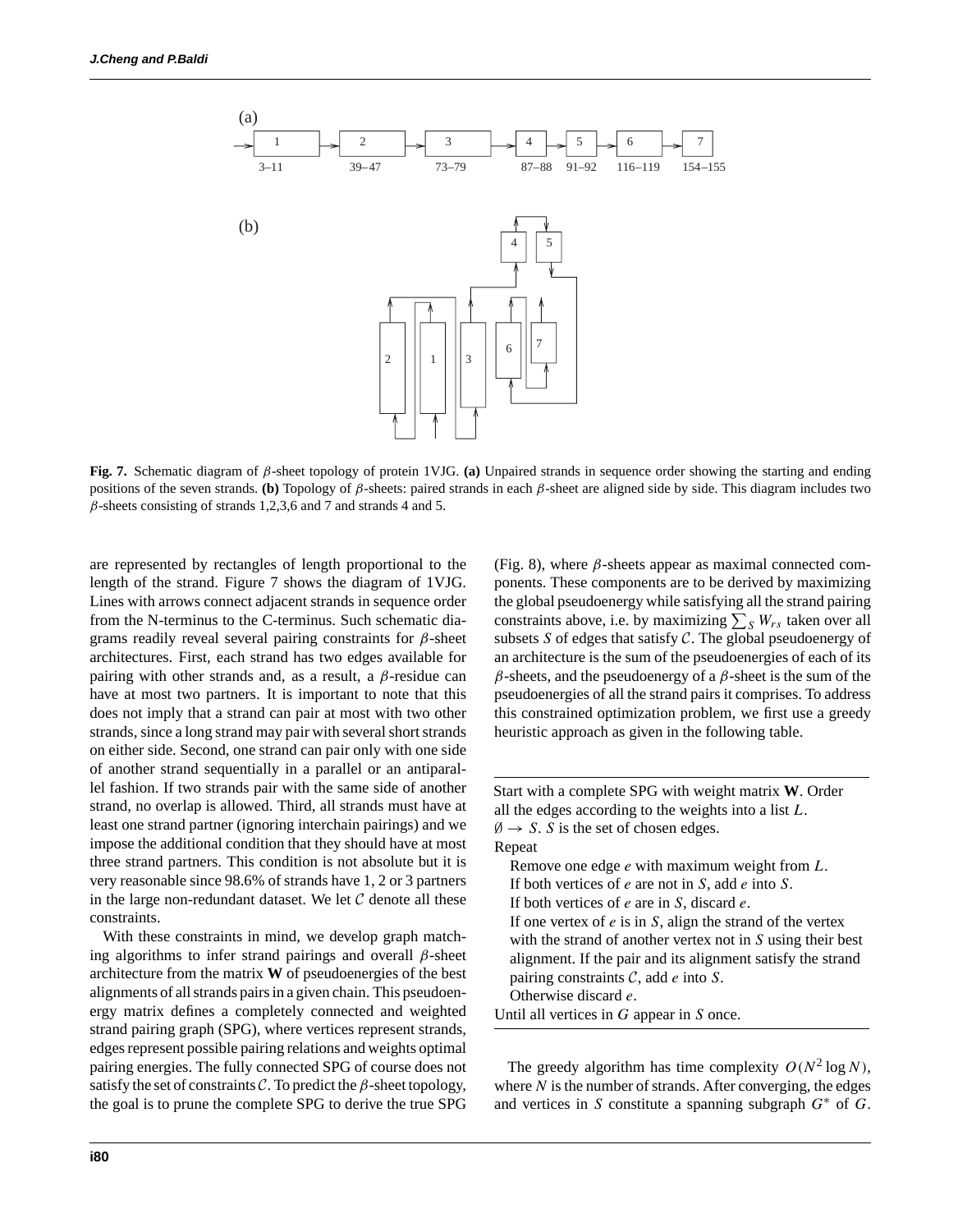**Fig. 7.** Schematic diagram of $\beta$-sheet topology of protein 1VJG. **(a)** Unpaired strands in sequence order showing the starting and ending positions of the seven strands. **(b)** Topology of $\beta$-sheets: paired strands in each $\beta$-sheet are aligned side by side. This diagram includes two $\beta$-sheets consisting of strands 1,2,3,6 and 7 and strands 4 and 5.

are represented by rectangles of length proportional to the length of the strand. Figure 7 shows the diagram of 1VJG. Lines with arrows connect adjacent strands in sequence order from the N-terminus to the C-terminus. Such schematic diagrams readily reveal several pairing constraints for $\beta$-sheet architectures. First, each strand has two edges available for pairing with other strands and, as a result, a $\beta$-residue can have at most two partners. It is important to note that this does not imply that a strand can pair at most with two other strands, since a long strand may pair with several short strands on either side. Second, one strand can pair only with one side of another strand sequentially in a parallel or an antiparallel fashion. If two strands pair with the same side of another strand, no overlap is allowed. Third, all strands must have at least one strand partner (ignoring interchain pairings) and we impose the additional condition that they should have at most three strand partners. This condition is not absolute but it is very reasonable since 98.6% of strands have 1, 2 or 3 partners in the large non-redundant dataset. We let $\mathcal{C}$ denote all these constraints.

With these constraints in mind, we develop graph matching algorithms to infer strand pairings and overall $\beta$-sheet architecture from the matrix **W** of pseudoenergies of the best alignments of all strands pairs in a given chain. This pseudoenergy matrix defines a completely connected and weighted strand pairing graph (SPG), where vertices represent strands, edges represent possible pairing relations and weights optimal pairing energies. The fully connected SPG of course does not satisfy the set of constraints $\mathcal{C}$. To predict the $\beta$-sheet topology, the goal is to prune the complete SPG to derive the true SPG (Fig. 8), where $\beta$-sheets appear as maximal connected components. These components are to be derived by maximizing the global pseudoenergy while satisfying all the strand pairing constraints above, i.e. by maximizing $\sum_S W_{rs}$ taken over all subsets $S$ of edges that satisfy $\mathcal{C}$. The global pseudoenergy of an architecture is the sum of the pseudoenergies of each of its $\beta$-sheets, and the pseudoenergy of a $\beta$-sheet is the sum of the pseudoenergies of all the strand pairs it comprises. To address this constrained optimization problem, we first use a greedy heuristic approach as given in the following table.

---

Start with a complete SPG with weight matrix **W**. Order all the edges according to the weights into a list $L$.
$\emptyset \rightarrow S$. $S$ is the set of chosen edges.
Repeat
- Remove one edge $e$ with maximum weight from $L$.
- If both vertices of $e$ are not in $S$, add $e$ into $S$.
- If both vertices of $e$ are in $S$, discard $e$.
- If one vertex of $e$ is in $S$, align the strand of the vertex with the strand of another vertex not in $S$ using their best alignment. If the pair and its alignment satisfy the strand pairing constraints $\mathcal{C}$, add $e$ into $S$.
- Otherwise discard $e$.

Until all vertices in $G$ appear in $S$ once.

---

The greedy algorithm has time complexity $O(N^2 \log N)$, where $N$ is the number of strands. After converging, the edges and vertices in $S$ constitute a spanning subgraph $G^*$ of $G$.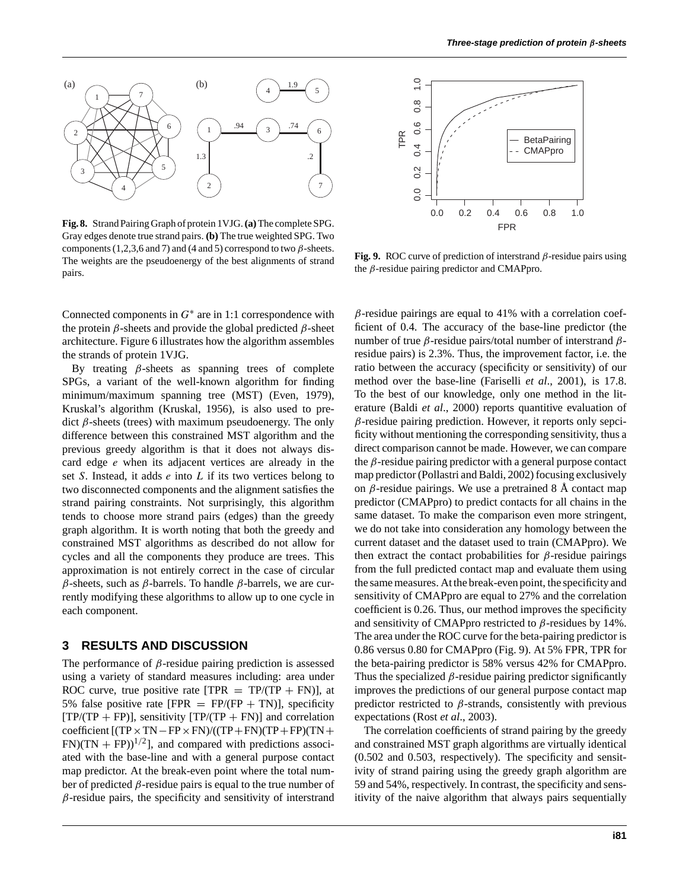**Fig. 8.** Strand Pairing Graph of protein 1VJG. **(a)** The complete SPG. Gray edges denote true strand pairs. **(b)** The true weighted SPG. Two components (1,2,3,6 and 7) and (4 and 5) correspond to two $\beta$-sheets. The weights are the pseudoenergy of the best alignments of strand pairs.

**Fig. 9.** ROC curve of prediction of interstrand $\beta$-residue pairs using the $\beta$-residue pairing predictor and CMAPpro.

Connected components in $G^*$ are in 1:1 correspondence with the protein $\beta$-sheets and provide the global predicted $\beta$-sheet architecture. Figure 6 illustrates how the algorithm assembles the strands of protein 1VJG.

By treating $\beta$-sheets as spanning trees of complete SPGs, a variant of the well-known algorithm for finding minimum/maximum spanning tree (MST) (Even, 1979), Kruskal's algorithm (Kruskal, 1956), is also used to predict $\beta$-sheets (trees) with maximum pseudoenergy. The only difference between this constrained MST algorithm and the previous greedy algorithm is that it does not always discard edge $e$ when its adjacent vertices are already in the set $S$. Instead, it adds $e$ into $L$ if its two vertices belong to two disconnected components and the alignment satisfies the strand pairing constraints. Not surprisingly, this algorithm tends to choose more strand pairs (edges) than the greedy graph algorithm. It is worth noting that both the greedy and constrained MST algorithms as described do not allow for cycles and all the components they produce are trees. This approximation is not entirely correct in the case of circular $\beta$-sheets, such as $\beta$-barrels. To handle $\beta$-barrels, we are currently modifying these algorithms to allow up to one cycle in each component.

## 3 RESULTS AND DISCUSSION

The performance of $\beta$-residue pairing prediction is assessed using a variety of standard measures including: area under ROC curve, true positive rate [TPR $=$ TP/(TP $+$ FN)], at 5% false positive rate [FPR $=$ FP/(FP $+$ TN)], specificity [TP/(TP $+$ FP)], sensitivity [TP/(TP $+$ FN)] and correlation coefficient $[(\mathrm{TP}\times\mathrm{TN}-\mathrm{FP}\times\mathrm{FN})/((\mathrm{TP}+\mathrm{FN})(\mathrm{TP}+\mathrm{FP})(\mathrm{TN}+\mathrm{FN})(\mathrm{TN}+\mathrm{FP}))^{1/2}]$, and compared with predictions associated with the base-line and with a general purpose contact map predictor. At the break-even point where the total number of predicted $\beta$-residue pairs is equal to the true number of $\beta$-residue pairs, the specificity and sensitivity of interstrand $\beta$-residue pairings are equal to 41% with a correlation coefficient of 0.4. The accuracy of the base-line predictor (the number of true $\beta$-residue pairs/total number of interstrand $\beta$-residue pairs) is 2.3%. Thus, the improvement factor, i.e. the ratio between the accuracy (specificity or sensitivity) of our method over the base-line (Fariselli *et al*., 2001), is 17.8. To the best of our knowledge, only one method in the literature (Baldi *et al*., 2000) reports quantitive evaluation of $\beta$-residue pairing prediction. However, it reports only sepcificity without mentioning the corresponding sensitivity, thus a direct comparison cannot be made. However, we can compare the $\beta$-residue pairing predictor with a general purpose contact map predictor (Pollastri and Baldi, 2002) focusing exclusively on $\beta$-residue pairings. We use a pretrained 8 Å contact map predictor (CMAPpro) to predict contacts for all chains in the same dataset. To make the comparison even more stringent, we do not take into consideration any homology between the current dataset and the dataset used to train (CMAPpro). We then extract the contact probabilities for $\beta$-residue pairings from the full predicted contact map and evaluate them using the same measures. At the break-even point, the specificity and sensitivity of CMAPpro are equal to 27% and the correlation coefficient is 0.26. Thus, our method improves the specificity and sensitivity of CMAPpro restricted to $\beta$-residues by 14%. The area under the ROC curve for the beta-pairing predictor is 0.86 versus 0.80 for CMAPpro (Fig. 9). At 5% FPR, TPR for the beta-pairing predictor is 58% versus 42% for CMAPpro. Thus the specialized $\beta$-residue pairing predictor significantly improves the predictions of our general purpose contact map predictor restricted to $\beta$-strands, consistently with previous expectations (Rost *et al*., 2003).

The correlation coefficients of strand pairing by the greedy and constrained MST graph algorithms are virtually identical (0.502 and 0.503, respectively). The specificity and sensitivity of strand pairing using the greedy graph algorithm are 59 and 54%, respectively. In contrast, the specificity and sensitivity of the naive algorithm that always pairs sequentially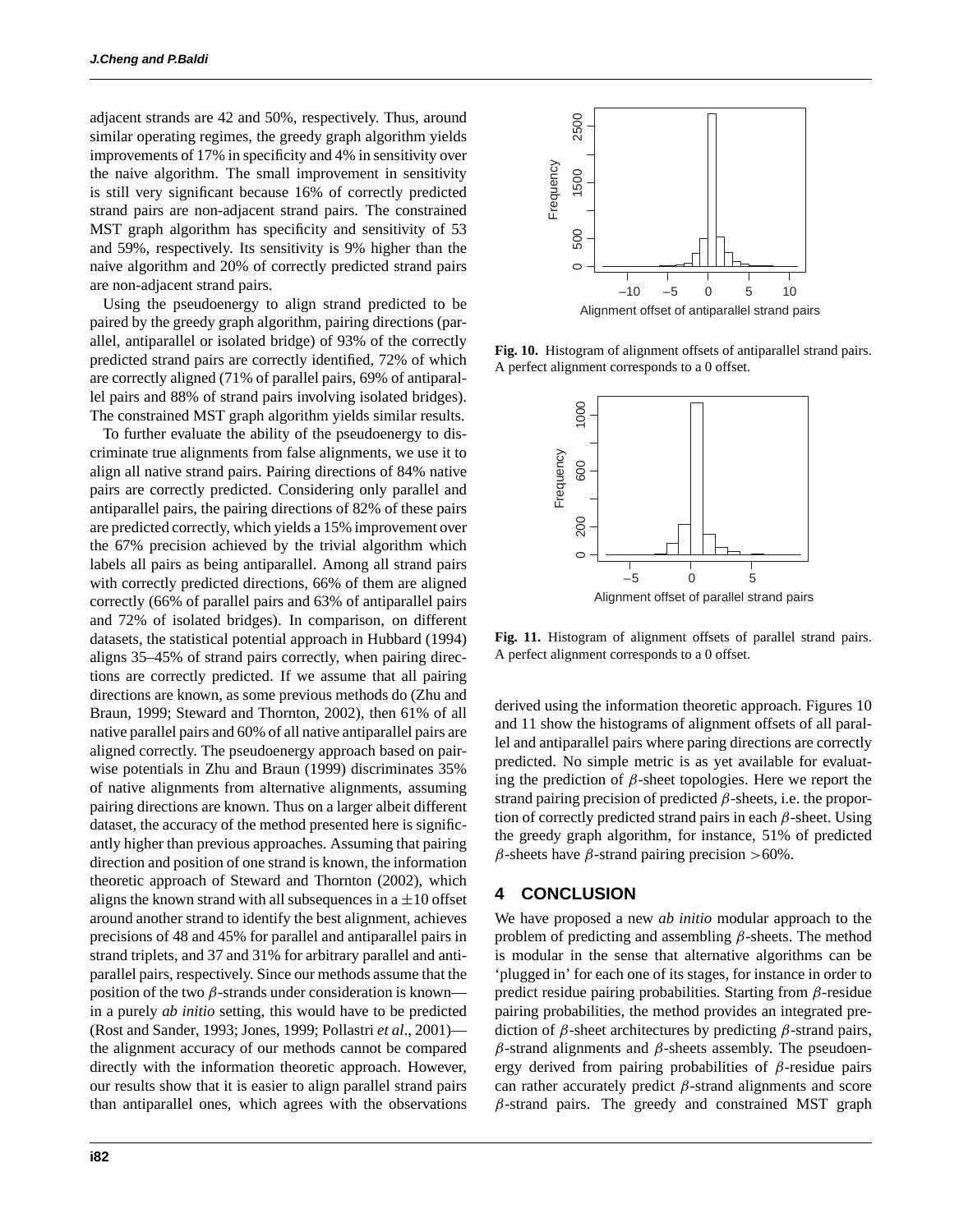adjacent strands are 42 and 50%, respectively. Thus, around similar operating regimes, the greedy graph algorithm yields improvements of 17% in specificity and 4% in sensitivity over the naive algorithm. The small improvement in sensitivity is still very significant because 16% of correctly predicted strand pairs are non-adjacent strand pairs. The constrained MST graph algorithm has specificity and sensitivity of 53 and 59%, respectively. Its sensitivity is 9% higher than the naive algorithm and 20% of correctly predicted strand pairs are non-adjacent strand pairs.

Using the pseudoenergy to align strand predicted to be paired by the greedy graph algorithm, pairing directions (parallel, antiparallel or isolated bridge) of 93% of the correctly predicted strand pairs are correctly identified, 72% of which are correctly aligned (71% of parallel pairs, 69% of antiparallel pairs and 88% of strand pairs involving isolated bridges). The constrained MST graph algorithm yields similar results.

To further evaluate the ability of the pseudoenergy to discriminate true alignments from false alignments, we use it to align all native strand pairs. Pairing directions of 84% native pairs are correctly predicted. Considering only parallel and antiparallel pairs, the pairing directions of 82% of these pairs are predicted correctly, which yields a 15% improvement over the 67% precision achieved by the trivial algorithm which labels all pairs as being antiparallel. Among all strand pairs with correctly predicted directions, 66% of them are aligned correctly (66% of parallel pairs and 63% of antiparallel pairs and 72% of isolated bridges). In comparison, on different datasets, the statistical potential approach in Hubbard (1994) aligns 35–45% of strand pairs correctly, when pairing directions are correctly predicted. If we assume that all pairing directions are known, as some previous methods do (Zhu and Braun, 1999; Steward and Thornton, 2002), then 61% of all native parallel pairs and 60% of all native antiparallel pairs are aligned correctly. The pseudoenergy approach based on pairwise potentials in Zhu and Braun (1999) discriminates 35% of native alignments from alternative alignments, assuming pairing directions are known. Thus on a larger albeit different dataset, the accuracy of the method presented here is significantly higher than previous approaches. Assuming that pairing direction and position of one strand is known, the information theoretic approach of Steward and Thornton (2002), which aligns the known strand with all subsequences in a $\pm 10$ offset around another strand to identify the best alignment, achieves precisions of 48 and 45% for parallel and antiparallel pairs in strand triplets, and 37 and 31% for arbitrary parallel and antiparallel pairs, respectively. Since our methods assume that the position of the two $\beta$-strands under consideration is known—in a purely *ab initio* setting, this would have to be predicted (Rost and Sander, 1993; Jones, 1999; Pollastri *et al*., 2001)—the alignment accuracy of our methods cannot be compared directly with the information theoretic approach. However, our results show that it is easier to align parallel strand pairs than antiparallel ones, which agrees with the observations derived using the information theoretic approach. Figures 10 and 11 show the histograms of alignment offsets of all parallel and antiparallel pairs where paring directions are correctly predicted. No simple metric is as yet available for evaluating the prediction of $\beta$-sheet topologies. Here we report the strand pairing precision of predicted $\beta$-sheets, i.e. the proportion of correctly predicted strand pairs in each $\beta$-sheet. Using the greedy graph algorithm, for instance, 51% of predicted $\beta$-sheets have $\beta$-strand pairing precision $>60\%$.

**Fig. 10.** Histogram of alignment offsets of antiparallel strand pairs. A perfect alignment corresponds to a 0 offset.

**Fig. 11.** Histogram of alignment offsets of parallel strand pairs. A perfect alignment corresponds to a 0 offset.

## 4 CONCLUSION

We have proposed a new *ab initio* modular approach to the problem of predicting and assembling $\beta$-sheets. The method is modular in the sense that alternative algorithms can be 'plugged in' for each one of its stages, for instance in order to predict residue pairing probabilities. Starting from $\beta$-residue pairing probabilities, the method provides an integrated prediction of $\beta$-sheet architectures by predicting $\beta$-strand pairs, $\beta$-strand alignments and $\beta$-sheets assembly. The pseudoenergy derived from pairing probabilities of $\beta$-residue pairs can rather accurately predict $\beta$-strand alignments and score $\beta$-strand pairs. The greedy and constrained MST graph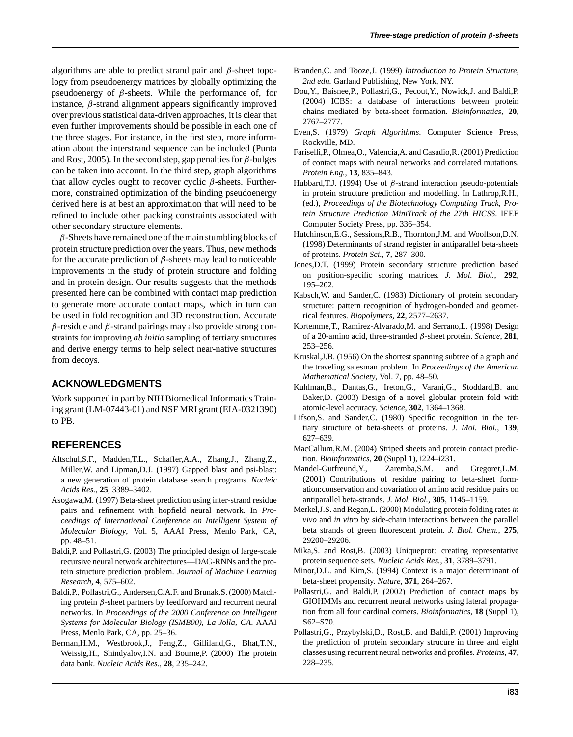algorithms are able to predict strand pair and $\beta$-sheet topology from pseudoenergy matrices by globally optimizing the pseudoenergy of $\beta$-sheets. While the performance of, for instance, $\beta$-strand alignment appears significantly improved over previous statistical data-driven approaches, it is clear that even further improvements should be possible in each one of the three stages. For instance, in the first step, more information about the interstrand sequence can be included (Punta and Rost, 2005). In the second step, gap penalties for $\beta$-bulges can be taken into account. In the third step, graph algorithms that allow cycles ought to recover cyclic $\beta$-sheets. Furthermore, constrained optimization of the binding pseudoenergy derived here is at best an approximation that will need to be refined to include other packing constraints associated with other secondary structure elements.

$\beta$-Sheets have remained one of the main stumbling blocks of protein structure prediction over the years. Thus, new methods for the accurate prediction of $\beta$-sheets may lead to noticeable improvements in the study of protein structure and folding and in protein design. Our results suggests that the methods presented here can be combined with contact map prediction to generate more accurate contact maps, which in turn can be used in fold recognition and 3D reconstruction. Accurate $\beta$-residue and $\beta$-strand pairings may also provide strong constraints for improving *ab initio* sampling of tertiary structures and derive energy terms to help select near-native structures from decoys.

## ACKNOWLEDGMENTS

Work supported in part by NIH Biomedical Informatics Training grant (LM-07443-01) and NSF MRI grant (EIA-0321390) to PB.

## REFERENCES

Altschul,S.F., Madden,T.L., Schaffer,A.A., Zhang,J., Zhang,Z., Miller,W. and Lipman,D.J. (1997) Gapped blast and psi-blast: a new generation of protein database search programs. *Nucleic Acids Res.*, **25**, 3389–3402.

Asogawa,M. (1997) Beta-sheet prediction using inter-strand residue pairs and refinement with hopfield neural network. In *Proceedings of International Conference on Intelligent System of Molecular Biology*, Vol. 5, AAAI Press, Menlo Park, CA, pp. 48–51.

Baldi,P. and Pollastri,G. (2003) The principled design of large-scale recursive neural network architectures—DAG-RNNs and the protein structure prediction problem. *Journal of Machine Learning Research*, **4**, 575–602.

Baldi,P., Pollastri,G., Andersen,C.A.F. and Brunak,S. (2000) Matching protein $\beta$-sheet partners by feedforward and recurrent neural networks. In *Proceedings of the 2000 Conference on Intelligent Systems for Molecular Biology (ISMB00), La Jolla, CA*. AAAI Press, Menlo Park, CA, pp. 25–36.

Berman,H.M., Westbrook,J., Feng,Z., Gilliland,G., Bhat,T.N., Weissig,H., Shindyalov,I.N. and Bourne,P. (2000) The protein data bank. *Nucleic Acids Res.*, **28**, 235–242.

Branden,C. and Tooze,J. (1999) *Introduction to Protein Structure, 2nd edn.* Garland Publishing, New York, NY.

Dou,Y., Baisnee,P., Pollastri,G., Pecout,Y., Nowick,J. and Baldi,P. (2004) ICBS: a database of interactions between protein chains mediated by beta-sheet formation. *Bioinformatics*, **20**, 2767–2777.

Even,S. (1979) *Graph Algorithms*. Computer Science Press, Rockville, MD.

Fariselli,P., Olmea,O., Valencia,A. and Casadio,R. (2001) Prediction of contact maps with neural networks and correlated mutations. *Protein Eng.*, **13**, 835–843.

Hubbard,T.J. (1994) Use of $\beta$-strand interaction pseudo-potentials in protein structure prediction and modelling. In Lathrop,R.H., (ed.), *Proceedings of the Biotechnology Computing Track, Protein Structure Prediction MiniTrack of the 27th HICSS*. IEEE Computer Society Press, pp. 336–354.

Hutchinson,E.G., Sessions,R.B., Thornton,J.M. and Woolfson,D.N. (1998) Determinants of strand register in antiparallel beta-sheets of proteins. *Protein Sci.*, **7**, 287–300.

Jones,D.T. (1999) Protein secondary structure prediction based on position-specific scoring matrices. *J. Mol. Biol.*, **292**, 195–202.

Kabsch,W. and Sander,C. (1983) Dictionary of protein secondary structure: pattern recognition of hydrogen-bonded and geometrical features. *Biopolymers*, **22**, 2577–2637.

Kortemme,T., Ramirez-Alvarado,M. and Serrano,L. (1998) Design of a 20-amino acid, three-stranded $\beta$-sheet protein. *Science*, **281**, 253–256.

Kruskal,J.B. (1956) On the shortest spanning subtree of a graph and the traveling salesman problem. In *Proceedings of the American Mathematical Society*, Vol. 7, pp. 48–50.

Kuhlman,B., Dantas,G., Ireton,G., Varani,G., Stoddard,B. and Baker,D. (2003) Design of a novel globular protein fold with atomic-level accuracy. *Science*, **302**, 1364–1368.

Lifson,S. and Sander,C. (1980) Specific recognition in the tertiary structure of beta-sheets of proteins. *J. Mol. Biol.*, **139**, 627–639.

MacCallum,R.M. (2004) Striped sheets and protein contact prediction. *Bioinformatics*, **20** (Suppl 1), i224–i231.

Mandel-Gutfreund,Y., Zaremba,S.M. and Gregoret,L.M. (2001) Contributions of residue pairing to beta-sheet formation:conservation and covariation of amino acid residue pairs on antiparallel beta-strands. *J. Mol. Biol.*, **305**, 1145–1159.

Merkel,J.S. and Regan,L. (2000) Modulating protein folding rates *in vivo* and *in vitro* by side-chain interactions between the parallel beta strands of green fluorescent protein. *J. Biol. Chem.*, **275**, 29200–29206.

Mika,S. and Rost,B. (2003) Uniqueprot: creating representative protein sequence sets. *Nucleic Acids Res.*, **31**, 3789–3791.

Minor,D.L. and Kim,S. (1994) Context is a major determinant of beta-sheet propensity. *Nature*, **371**, 264–267.

Pollastri,G. and Baldi,P. (2002) Prediction of contact maps by GIOHMMs and recurrent neural networks using lateral propagation from all four cardinal corners. *Bioinformatics*, **18** (Suppl 1), S62–S70.

Pollastri,G., Przybylski,D., Rost,B. and Baldi,P. (2001) Improving the prediction of protein secondary strucure in three and eight classes using recurrent neural networks and profiles. *Proteins*, **47**, 228–235.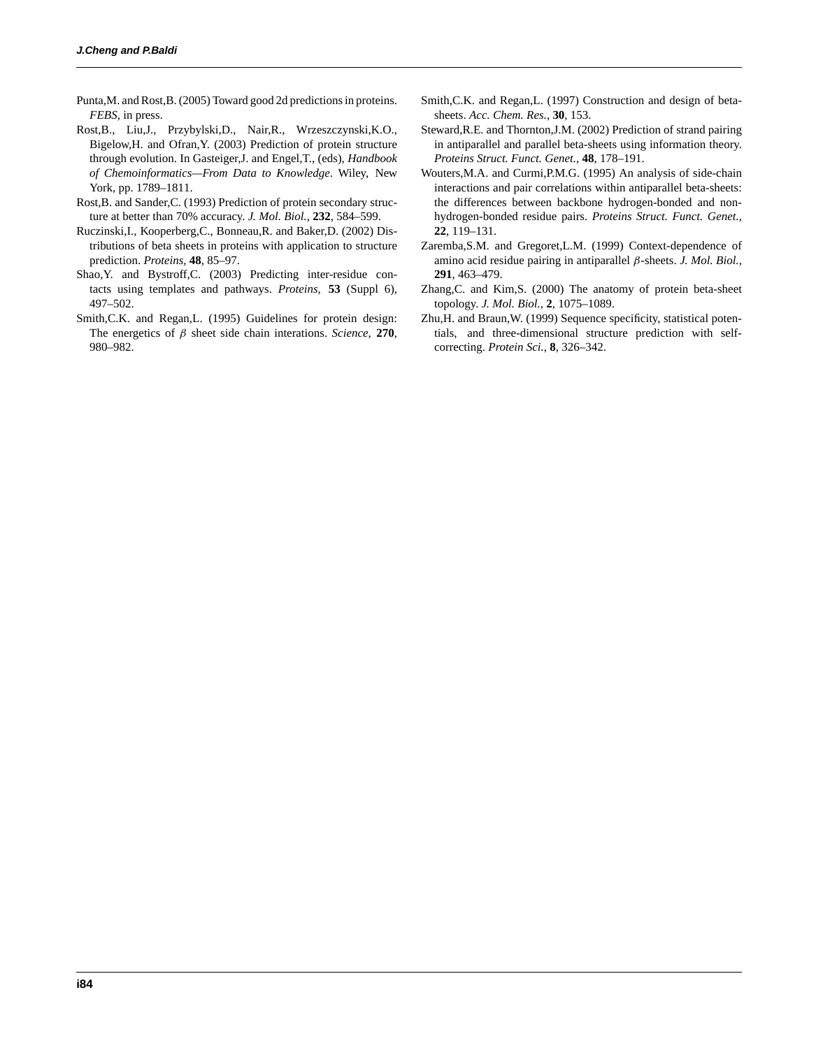Punta,M. and Rost,B. (2005) Toward good 2d predictions in proteins. *FEBS*, in press.

Rost,B., Liu,J., Przybylski,D., Nair,R., Wrzeszczynski,K.O., Bigelow,H. and Ofran,Y. (2003) Prediction of protein structure through evolution. In Gasteiger,J. and Engel,T., (eds), *Handbook of Chemoinformatics—From Data to Knowledge*. Wiley, New York, pp. 1789–1811.

Rost,B. and Sander,C. (1993) Prediction of protein secondary structure at better than 70% accuracy. *J. Mol. Biol.*, **232**, 584–599.

Ruczinski,I., Kooperberg,C., Bonneau,R. and Baker,D. (2002) Distributions of beta sheets in proteins with application to structure prediction. *Proteins*, **48**, 85–97.

Shao,Y. and Bystroff,C. (2003) Predicting inter-residue contacts using templates and pathways. *Proteins*, **53** (Suppl 6), 497–502.

Smith,C.K. and Regan,L. (1995) Guidelines for protein design: The energetics of $\beta$ sheet side chain interations. *Science*, **270**, 980–982.

Smith,C.K. and Regan,L. (1997) Construction and design of beta-sheets. *Acc. Chem. Res.*, **30**, 153.

Steward,R.E. and Thornton,J.M. (2002) Prediction of strand pairing in antiparallel and parallel beta-sheets using information theory. *Proteins Struct. Funct. Genet.*, **48**, 178–191.

Wouters,M.A. and Curmi,P.M.G. (1995) An analysis of side-chain interactions and pair correlations within antiparallel beta-sheets: the differences between backbone hydrogen-bonded and non-hydrogen-bonded residue pairs. *Proteins Struct. Funct. Genet.*, **22**, 119–131.

Zaremba,S.M. and Gregoret,L.M. (1999) Context-dependence of amino acid residue pairing in antiparallel $\beta$-sheets. *J. Mol. Biol.*, **291**, 463–479.

Zhang,C. and Kim,S. (2000) The anatomy of protein beta-sheet topology. *J. Mol. Biol.*, **2**, 1075–1089.

Zhu,H. and Braun,W. (1999) Sequence specificity, statistical potentials, and three-dimensional structure prediction with self-correcting. *Protein Sci.*, **8**, 326–342.